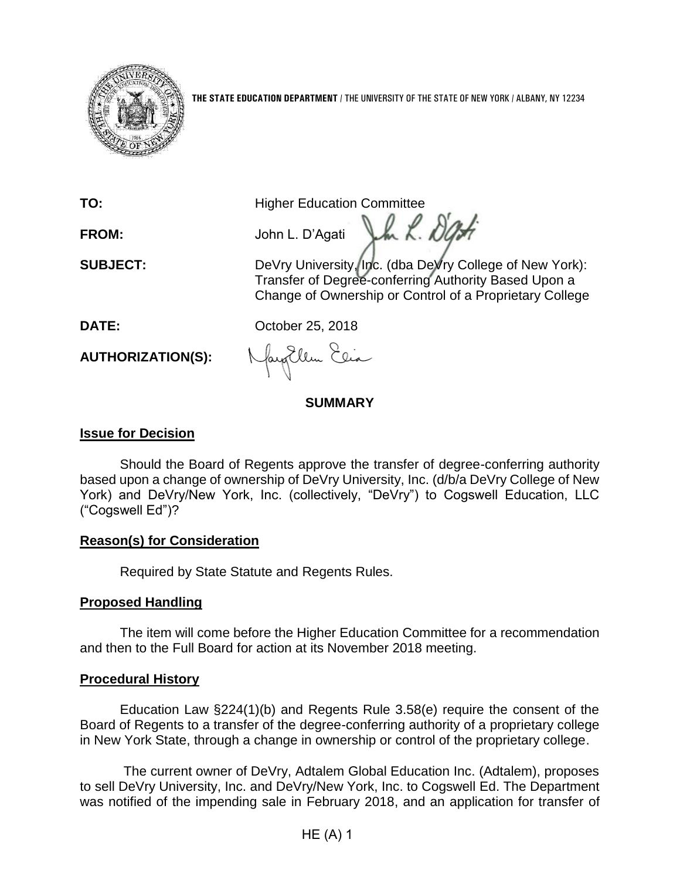**THE STATE EDUCATION DEPARTMENT** / THE UNIVERSITY OF THE STATE OF NEW YORK / ALBANY, NY 12234

**TO:** Higher Education Committee

**FROM:** John L. D'Agati

**SUBJECT:** DeVry University, Inc. (dba DeVry College of New York): Transfer of Degree-conferring Authority Based Upon a Change of Ownership or Control of a Proprietary College

**DATE:** October 25, 2018

**AUTHORIZATION(S):**

## SUMMARY

### Issue for Decision

Should the Board of Regents approve the transfer of degree-conferring authority based upon a change of ownership of DeVry University, Inc. (d/b/a DeVry College of New York) and DeVry/New York, Inc. (collectively, "DeVry") to Cogswell Education, LLC ("Cogswell Ed")?

### Reason(s) for Consideration

Required by State Statute and Regents Rules.

### Proposed Handling

The item will come before the Higher Education Committee for a recommendation and then to the Full Board for action at its November 2018 meeting.

### Procedural History

Education Law §224(1)(b) and Regents Rule 3.58(e) require the consent of the Board of Regents to a transfer of the degree-conferring authority of a proprietary college in New York State, through a change in ownership or control of the proprietary college.

The current owner of DeVry, Adtalem Global Education Inc. (Adtalem), proposes to sell DeVry University, Inc. and DeVry/New York, Inc. to Cogswell Ed. The Department was notified of the impending sale in February 2018, and an application for transfer of

HE (A) 1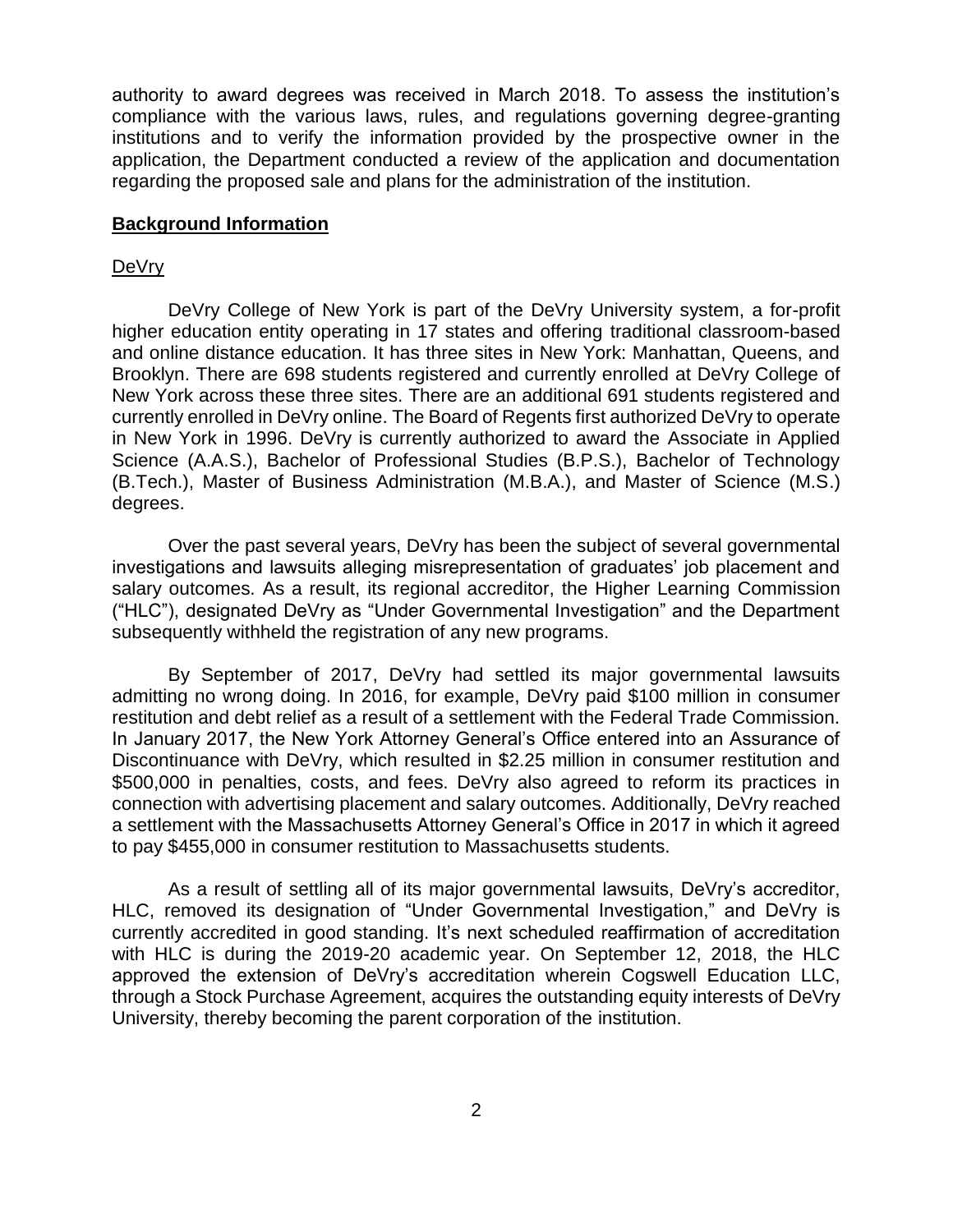authority to award degrees was received in March 2018. To assess the institution's compliance with the various laws, rules, and regulations governing degree-granting institutions and to verify the information provided by the prospective owner in the application, the Department conducted a review of the application and documentation regarding the proposed sale and plans for the administration of the institution.

## **Background Information**

### DeVry

DeVry College of New York is part of the DeVry University system, a for-profit higher education entity operating in 17 states and offering traditional classroom-based and online distance education. It has three sites in New York: Manhattan, Queens, and Brooklyn. There are 698 students registered and currently enrolled at DeVry College of New York across these three sites. There are an additional 691 students registered and currently enrolled in DeVry online. The Board of Regents first authorized DeVry to operate in New York in 1996. DeVry is currently authorized to award the Associate in Applied Science (A.A.S.), Bachelor of Professional Studies (B.P.S.), Bachelor of Technology (B.Tech.), Master of Business Administration (M.B.A.), and Master of Science (M.S.) degrees.

Over the past several years, DeVry has been the subject of several governmental investigations and lawsuits alleging misrepresentation of graduates' job placement and salary outcomes. As a result, its regional accreditor, the Higher Learning Commission ("HLC"), designated DeVry as "Under Governmental Investigation" and the Department subsequently withheld the registration of any new programs.

By September of 2017, DeVry had settled its major governmental lawsuits admitting no wrong doing. In 2016, for example, DeVry paid $100 million in consumer restitution and debt relief as a result of a settlement with the Federal Trade Commission. In January 2017, the New York Attorney General's Office entered into an Assurance of Discontinuance with DeVry, which resulted in $2.25 million in consumer restitution and $500,000 in penalties, costs, and fees. DeVry also agreed to reform its practices in connection with advertising placement and salary outcomes. Additionally, DeVry reached a settlement with the Massachusetts Attorney General's Office in 2017 in which it agreed to pay $455,000 in consumer restitution to Massachusetts students.

As a result of settling all of its major governmental lawsuits, DeVry's accreditor, HLC, removed its designation of "Under Governmental Investigation," and DeVry is currently accredited in good standing. It's next scheduled reaffirmation of accreditation with HLC is during the 2019-20 academic year. On September 12, 2018, the HLC approved the extension of DeVry's accreditation wherein Cogswell Education LLC, through a Stock Purchase Agreement, acquires the outstanding equity interests of DeVry University, thereby becoming the parent corporation of the institution.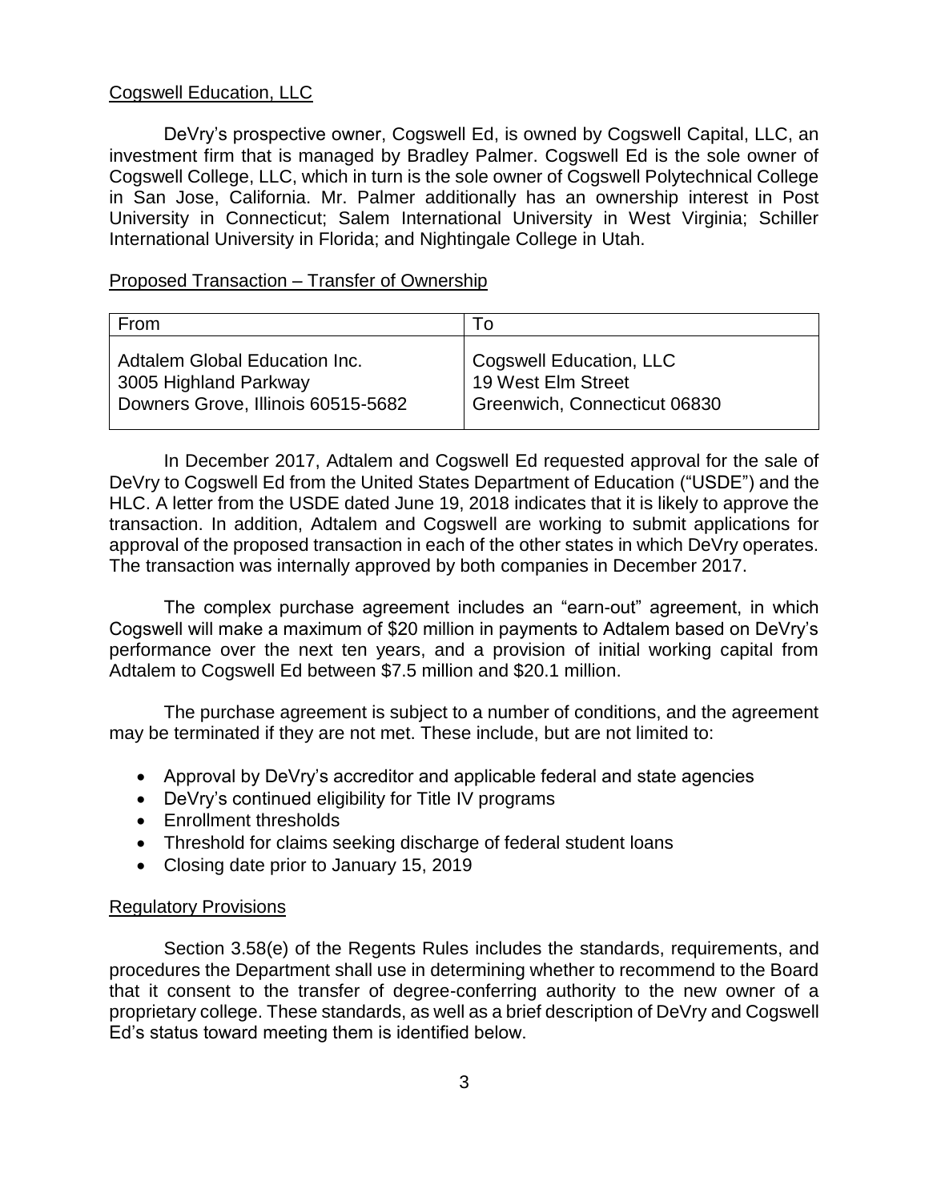Cogswell Education, LLC

DeVry's prospective owner, Cogswell Ed, is owned by Cogswell Capital, LLC, an investment firm that is managed by Bradley Palmer. Cogswell Ed is the sole owner of Cogswell College, LLC, which in turn is the sole owner of Cogswell Polytechnical College in San Jose, California. Mr. Palmer additionally has an ownership interest in Post University in Connecticut; Salem International University in West Virginia; Schiller International University in Florida; and Nightingale College in Utah.

Proposed Transaction – Transfer of Ownership

| From | To |
|---|---|
| Adtalem Global Education Inc.<br>3005 Highland Parkway<br>Downers Grove, Illinois 60515-5682 | Cogswell Education, LLC<br>19 West Elm Street<br>Greenwich, Connecticut 06830 |

In December 2017, Adtalem and Cogswell Ed requested approval for the sale of DeVry to Cogswell Ed from the United States Department of Education ("USDE") and the HLC. A letter from the USDE dated June 19, 2018 indicates that it is likely to approve the transaction. In addition, Adtalem and Cogswell are working to submit applications for approval of the proposed transaction in each of the other states in which DeVry operates. The transaction was internally approved by both companies in December 2017.

The complex purchase agreement includes an "earn-out" agreement, in which Cogswell will make a maximum of $20 million in payments to Adtalem based on DeVry's performance over the next ten years, and a provision of initial working capital from Adtalem to Cogswell Ed between $7.5 million and $20.1 million.

The purchase agreement is subject to a number of conditions, and the agreement may be terminated if they are not met. These include, but are not limited to:

- Approval by DeVry's accreditor and applicable federal and state agencies
- DeVry's continued eligibility for Title IV programs
- Enrollment thresholds
- Threshold for claims seeking discharge of federal student loans
- Closing date prior to January 15, 2019

Regulatory Provisions

Section 3.58(e) of the Regents Rules includes the standards, requirements, and procedures the Department shall use in determining whether to recommend to the Board that it consent to the transfer of degree-conferring authority to the new owner of a proprietary college. These standards, as well as a brief description of DeVry and Cogswell Ed's status toward meeting them is identified below.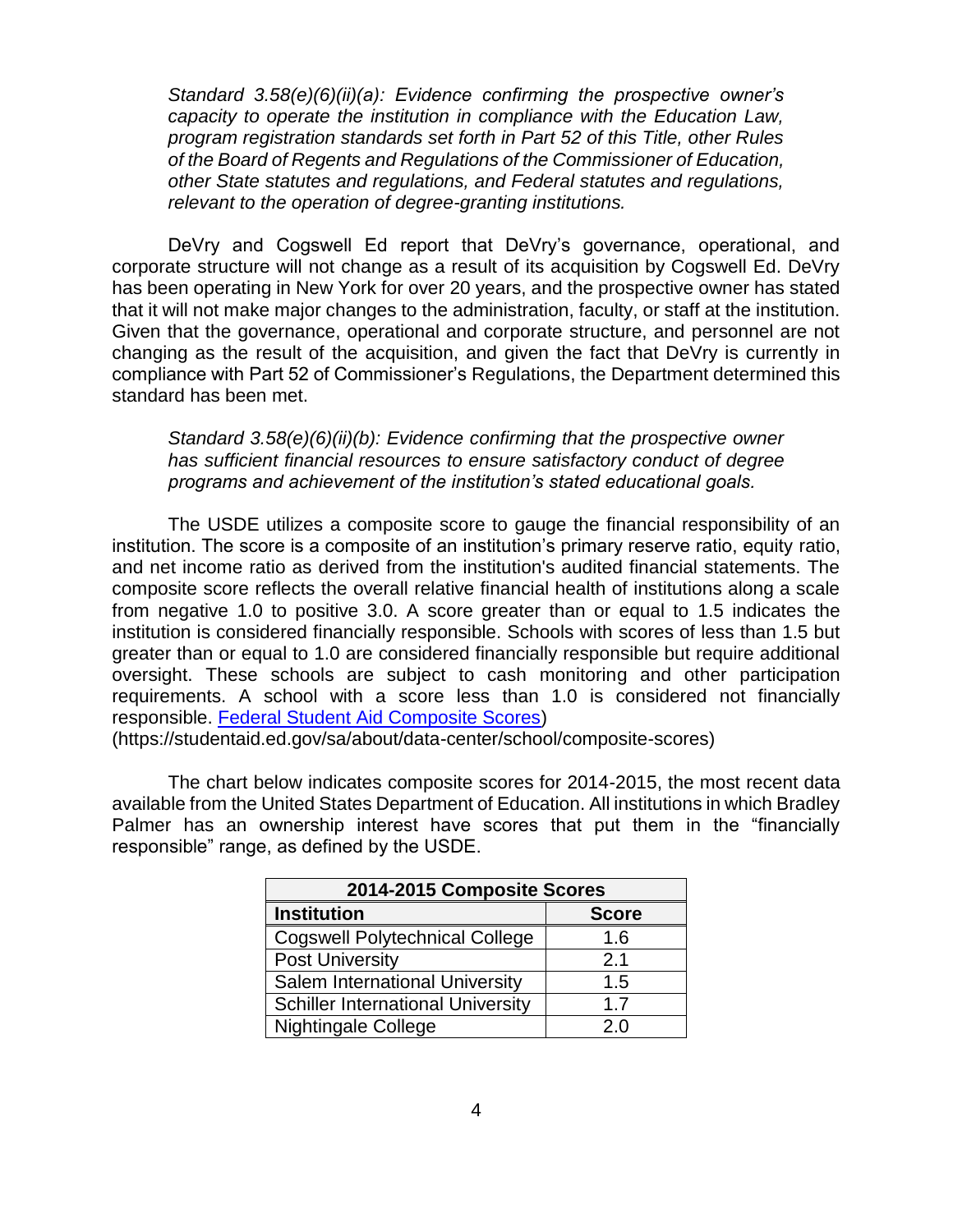*Standard 3.58(e)(6)(ii)(a): Evidence confirming the prospective owner's capacity to operate the institution in compliance with the Education Law, program registration standards set forth in Part 52 of this Title, other Rules of the Board of Regents and Regulations of the Commissioner of Education, other State statutes and regulations, and Federal statutes and regulations, relevant to the operation of degree-granting institutions.*

DeVry and Cogswell Ed report that DeVry's governance, operational, and corporate structure will not change as a result of its acquisition by Cogswell Ed. DeVry has been operating in New York for over 20 years, and the prospective owner has stated that it will not make major changes to the administration, faculty, or staff at the institution. Given that the governance, operational and corporate structure, and personnel are not changing as the result of the acquisition, and given the fact that DeVry is currently in compliance with Part 52 of Commissioner's Regulations, the Department determined this standard has been met.

*Standard 3.58(e)(6)(ii)(b): Evidence confirming that the prospective owner has sufficient financial resources to ensure satisfactory conduct of degree programs and achievement of the institution's stated educational goals.*

The USDE utilizes a composite score to gauge the financial responsibility of an institution. The score is a composite of an institution's primary reserve ratio, equity ratio, and net income ratio as derived from the institution's audited financial statements. The composite score reflects the overall relative financial health of institutions along a scale from negative 1.0 to positive 3.0. A score greater than or equal to 1.5 indicates the institution is considered financially responsible. Schools with scores of less than 1.5 but greater than or equal to 1.0 are considered financially responsible but require additional oversight. These schools are subject to cash monitoring and other participation requirements. A school with a score less than 1.0 is considered not financially responsible. [Federal Student Aid Composite Scores](https://studentaid.ed.gov/sa/about/data-center/school/composite-scores)) (https://studentaid.ed.gov/sa/about/data-center/school/composite-scores)

The chart below indicates composite scores for 2014-2015, the most recent data available from the United States Department of Education. All institutions in which Bradley Palmer has an ownership interest have scores that put them in the "financially responsible" range, as defined by the USDE.

| 2014-2015 Composite Scores | |
|---|---|
| **Institution** | **Score** |
| Cogswell Polytechnical College | 1.6 |
| Post University | 2.1 |
| Salem International University | 1.5 |
| Schiller International University | 1.7 |
| Nightingale College | 2.0 |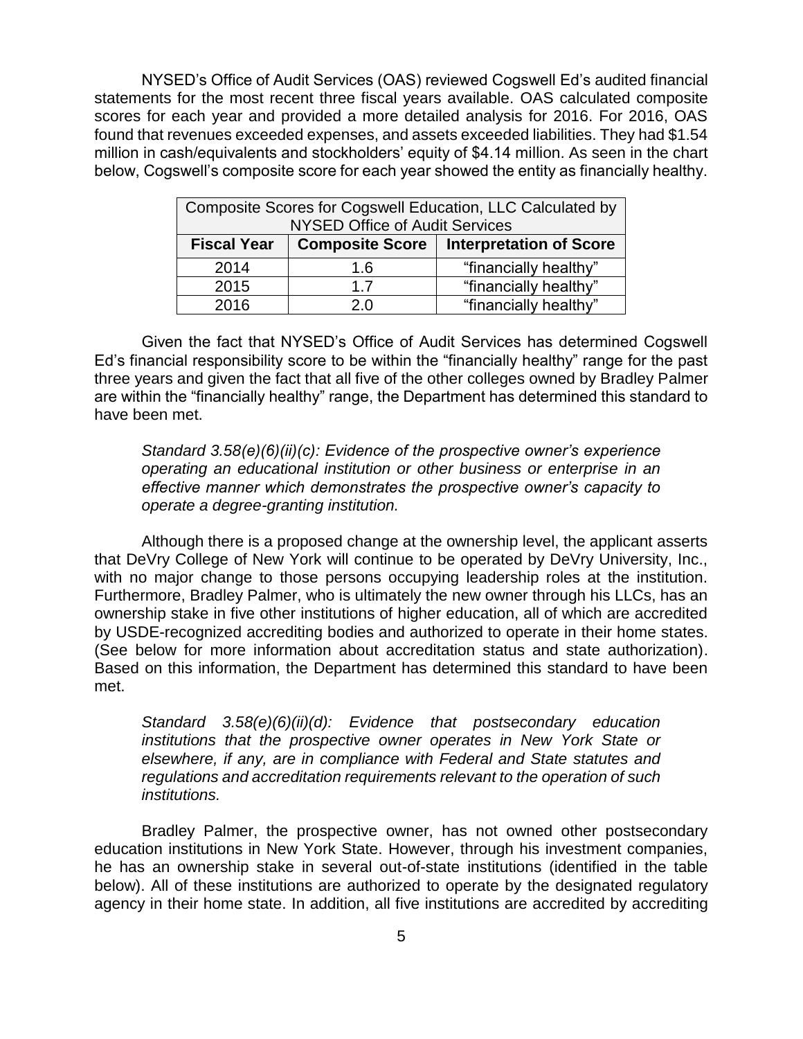NYSED's Office of Audit Services (OAS) reviewed Cogswell Ed's audited financial statements for the most recent three fiscal years available. OAS calculated composite scores for each year and provided a more detailed analysis for 2016. For 2016, OAS found that revenues exceeded expenses, and assets exceeded liabilities. They had $1.54 million in cash/equivalents and stockholders' equity of $4.14 million. As seen in the chart below, Cogswell's composite score for each year showed the entity as financially healthy.

| Composite Scores for Cogswell Education, LLC Calculated by NYSED Office of Audit Services | | |
|---|---|---|
| **Fiscal Year** | **Composite Score** | **Interpretation of Score** |
| 2014 | 1.6 | "financially healthy" |
| 2015 | 1.7 | "financially healthy" |
| 2016 | 2.0 | "financially healthy" |

Given the fact that NYSED's Office of Audit Services has determined Cogswell Ed's financial responsibility score to be within the "financially healthy" range for the past three years and given the fact that all five of the other colleges owned by Bradley Palmer are within the "financially healthy" range, the Department has determined this standard to have been met.

*Standard 3.58(e)(6)(ii)(c): Evidence of the prospective owner's experience operating an educational institution or other business or enterprise in an effective manner which demonstrates the prospective owner's capacity to operate a degree-granting institution.*

Although there is a proposed change at the ownership level, the applicant asserts that DeVry College of New York will continue to be operated by DeVry University, Inc., with no major change to those persons occupying leadership roles at the institution. Furthermore, Bradley Palmer, who is ultimately the new owner through his LLCs, has an ownership stake in five other institutions of higher education, all of which are accredited by USDE-recognized accrediting bodies and authorized to operate in their home states. (See below for more information about accreditation status and state authorization). Based on this information, the Department has determined this standard to have been met.

*Standard 3.58(e)(6)(ii)(d): Evidence that postsecondary education institutions that the prospective owner operates in New York State or elsewhere, if any, are in compliance with Federal and State statutes and regulations and accreditation requirements relevant to the operation of such institutions.*

Bradley Palmer, the prospective owner, has not owned other postsecondary education institutions in New York State. However, through his investment companies, he has an ownership stake in several out-of-state institutions (identified in the table below). All of these institutions are authorized to operate by the designated regulatory agency in their home state. In addition, all five institutions are accredited by accrediting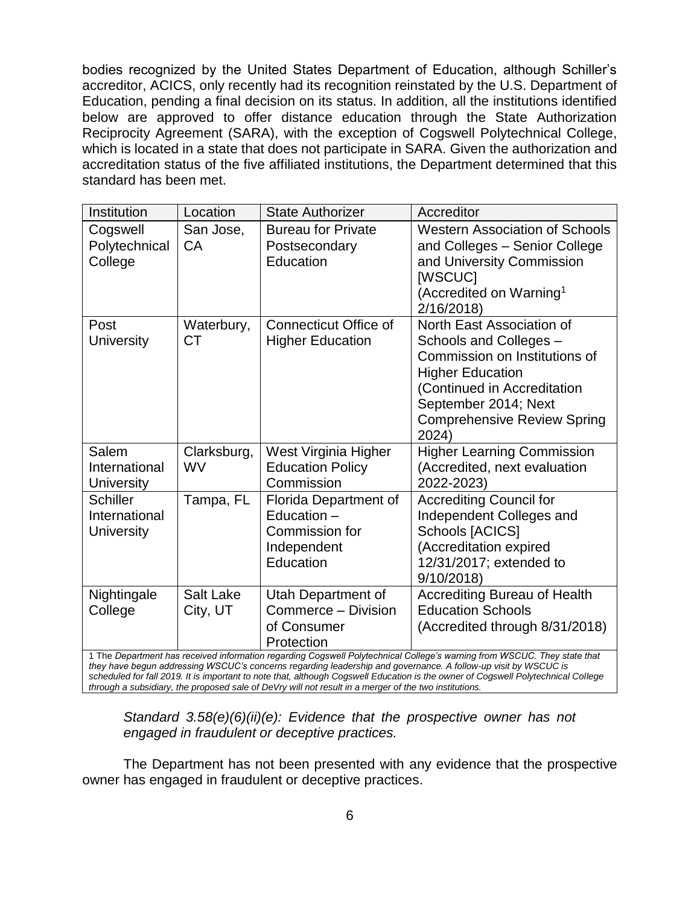bodies recognized by the United States Department of Education, although Schiller's accreditor, ACICS, only recently had its recognition reinstated by the U.S. Department of Education, pending a final decision on its status. In addition, all the institutions identified below are approved to offer distance education through the State Authorization Reciprocity Agreement (SARA), with the exception of Cogswell Polytechnical College, which is located in a state that does not participate in SARA. Given the authorization and accreditation status of the five affiliated institutions, the Department determined that this standard has been met.

| Institution | Location | State Authorizer | Accreditor |
|---|---|---|---|
| Cogswell Polytechnical College | San Jose, CA | Bureau for Private Postsecondary Education | Western Association of Schools and Colleges – Senior College and University Commission [WSCUC] (Accredited on Warning[1] 2/16/2018) |
| Post University | Waterbury, CT | Connecticut Office of Higher Education | North East Association of Schools and Colleges – Commission on Institutions of Higher Education (Continued in Accreditation September 2014; Next Comprehensive Review Spring 2024) |
| Salem International University | Clarksburg, WV | West Virginia Higher Education Policy Commission | Higher Learning Commission (Accredited, next evaluation 2022-2023) |
| Schiller International University | Tampa, FL | Florida Department of Education – Commission for Independent Education | Accrediting Council for Independent Colleges and Schools [ACICS] (Accreditation expired 12/31/2017; extended to 9/10/2018) |
| Nightingale College | Salt Lake City, UT | Utah Department of Commerce – Division of Consumer Protection | Accrediting Bureau of Health Education Schools (Accredited through 8/31/2018) |

1 The *Department has received information regarding Cogswell Polytechnical College's warning from WSCUC. They state that they have begun addressing WSCUC's concerns regarding leadership and governance. A follow-up visit by WSCUC is scheduled for fall 2019. It is important to note that, although Cogswell Education is the owner of Cogswell Polytechnical College through a subsidiary, the proposed sale of DeVry will not result in a merger of the two institutions.*

*Standard 3.58(e)(6)(ii)(e): Evidence that the prospective owner has not engaged in fraudulent or deceptive practices.*

The Department has not been presented with any evidence that the prospective owner has engaged in fraudulent or deceptive practices.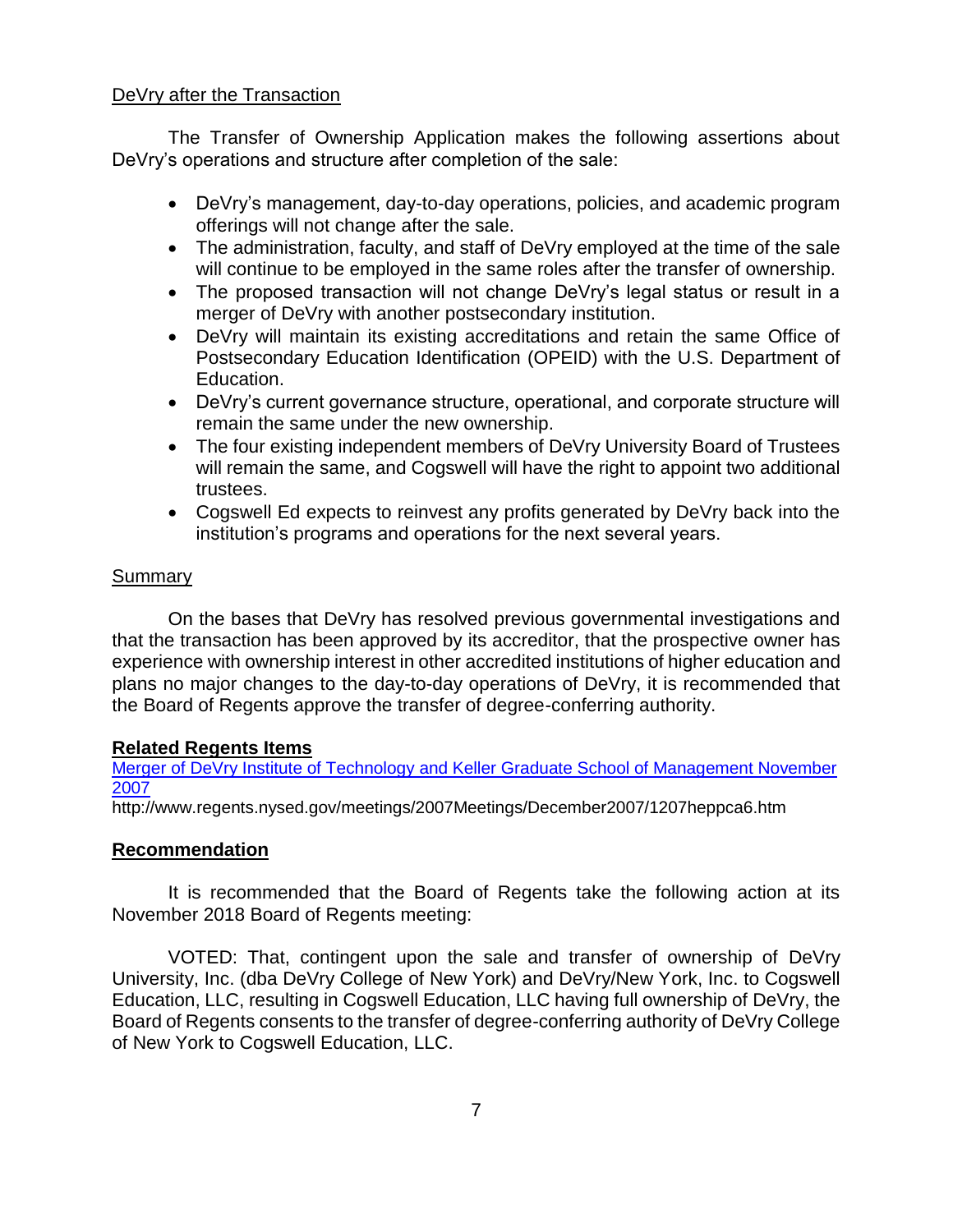DeVry after the Transaction

The Transfer of Ownership Application makes the following assertions about DeVry's operations and structure after completion of the sale:

- DeVry's management, day-to-day operations, policies, and academic program offerings will not change after the sale.
- The administration, faculty, and staff of DeVry employed at the time of the sale will continue to be employed in the same roles after the transfer of ownership.
- The proposed transaction will not change DeVry's legal status or result in a merger of DeVry with another postsecondary institution.
- DeVry will maintain its existing accreditations and retain the same Office of Postsecondary Education Identification (OPEID) with the U.S. Department of Education.
- DeVry's current governance structure, operational, and corporate structure will remain the same under the new ownership.
- The four existing independent members of DeVry University Board of Trustees will remain the same, and Cogswell will have the right to appoint two additional trustees.
- Cogswell Ed expects to reinvest any profits generated by DeVry back into the institution's programs and operations for the next several years.

Summary

On the bases that DeVry has resolved previous governmental investigations and that the transaction has been approved by its accreditor, that the prospective owner has experience with ownership interest in other accredited institutions of higher education and plans no major changes to the day-to-day operations of DeVry, it is recommended that the Board of Regents approve the transfer of degree-conferring authority.

**Related Regents Items**

Merger of DeVry Institute of Technology and Keller Graduate School of Management November 2007

http://www.regents.nysed.gov/meetings/2007Meetings/December2007/1207heppca6.htm

**Recommendation**

It is recommended that the Board of Regents take the following action at its November 2018 Board of Regents meeting:

VOTED: That, contingent upon the sale and transfer of ownership of DeVry University, Inc. (dba DeVry College of New York) and DeVry/New York, Inc. to Cogswell Education, LLC, resulting in Cogswell Education, LLC having full ownership of DeVry, the Board of Regents consents to the transfer of degree-conferring authority of DeVry College of New York to Cogswell Education, LLC.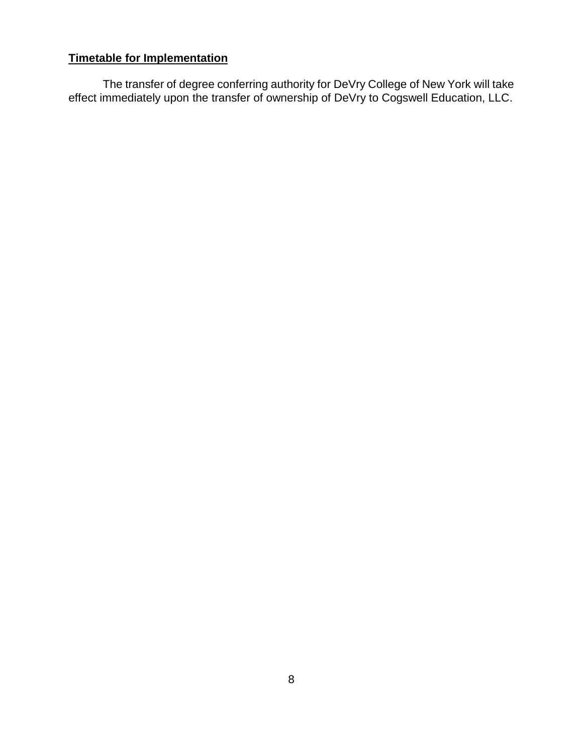**Timetable for Implementation**

The transfer of degree conferring authority for DeVry College of New York will take effect immediately upon the transfer of ownership of DeVry to Cogswell Education, LLC.